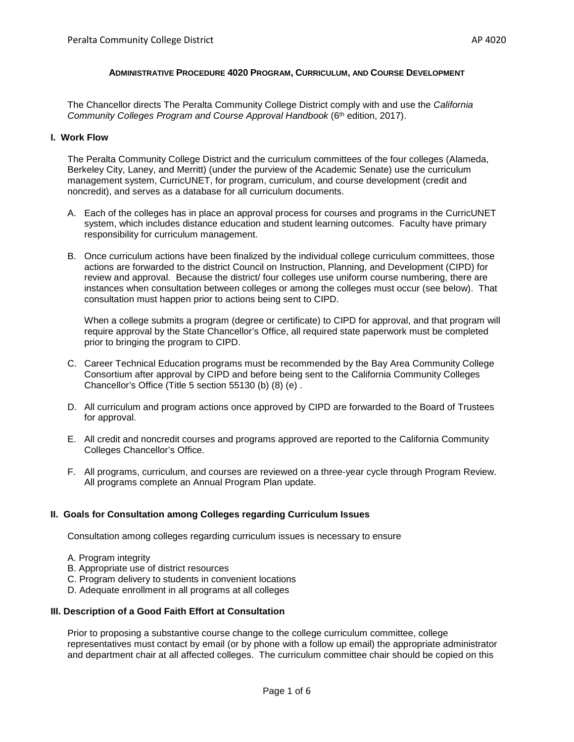# Administrative Procedure 4020 Program, Curriculum, and Course Development

The Chancellor directs The Peralta Community College District comply with and use the *California Community Colleges Program and Course Approval Handbook* (6th edition, 2017).

## I. Work Flow

The Peralta Community College District and the curriculum committees of the four colleges (Alameda, Berkeley City, Laney, and Merritt) (under the purview of the Academic Senate) use the curriculum management system, CurricUNET, for program, curriculum, and course development (credit and noncredit), and serves as a database for all curriculum documents.

A. Each of the colleges has in place an approval process for courses and programs in the CurricUNET system, which includes distance education and student learning outcomes. Faculty have primary responsibility for curriculum management.

B. Once curriculum actions have been finalized by the individual college curriculum committees, those actions are forwarded to the district Council on Instruction, Planning, and Development (CIPD) for review and approval. Because the district/ four colleges use uniform course numbering, there are instances when consultation between colleges or among the colleges must occur (see below). That consultation must happen prior to actions being sent to CIPD.

   When a college submits a program (degree or certificate) to CIPD for approval, and that program will require approval by the State Chancellor's Office, all required state paperwork must be completed prior to bringing the program to CIPD.

C. Career Technical Education programs must be recommended by the Bay Area Community College Consortium after approval by CIPD and before being sent to the California Community Colleges Chancellor's Office (Title 5 section 55130 (b) (8) (e) .

D. All curriculum and program actions once approved by CIPD are forwarded to the Board of Trustees for approval.

E. All credit and noncredit courses and programs approved are reported to the California Community Colleges Chancellor's Office.

F. All programs, curriculum, and courses are reviewed on a three-year cycle through Program Review. All programs complete an Annual Program Plan update.

## II. Goals for Consultation among Colleges regarding Curriculum Issues

Consultation among colleges regarding curriculum issues is necessary to ensure

A. Program integrity
B. Appropriate use of district resources
C. Program delivery to students in convenient locations
D. Adequate enrollment in all programs at all colleges

## III. Description of a Good Faith Effort at Consultation

Prior to proposing a substantive course change to the college curriculum committee, college representatives must contact by email (or by phone with a follow up email) the appropriate administrator and department chair at all affected colleges. The curriculum committee chair should be copied on this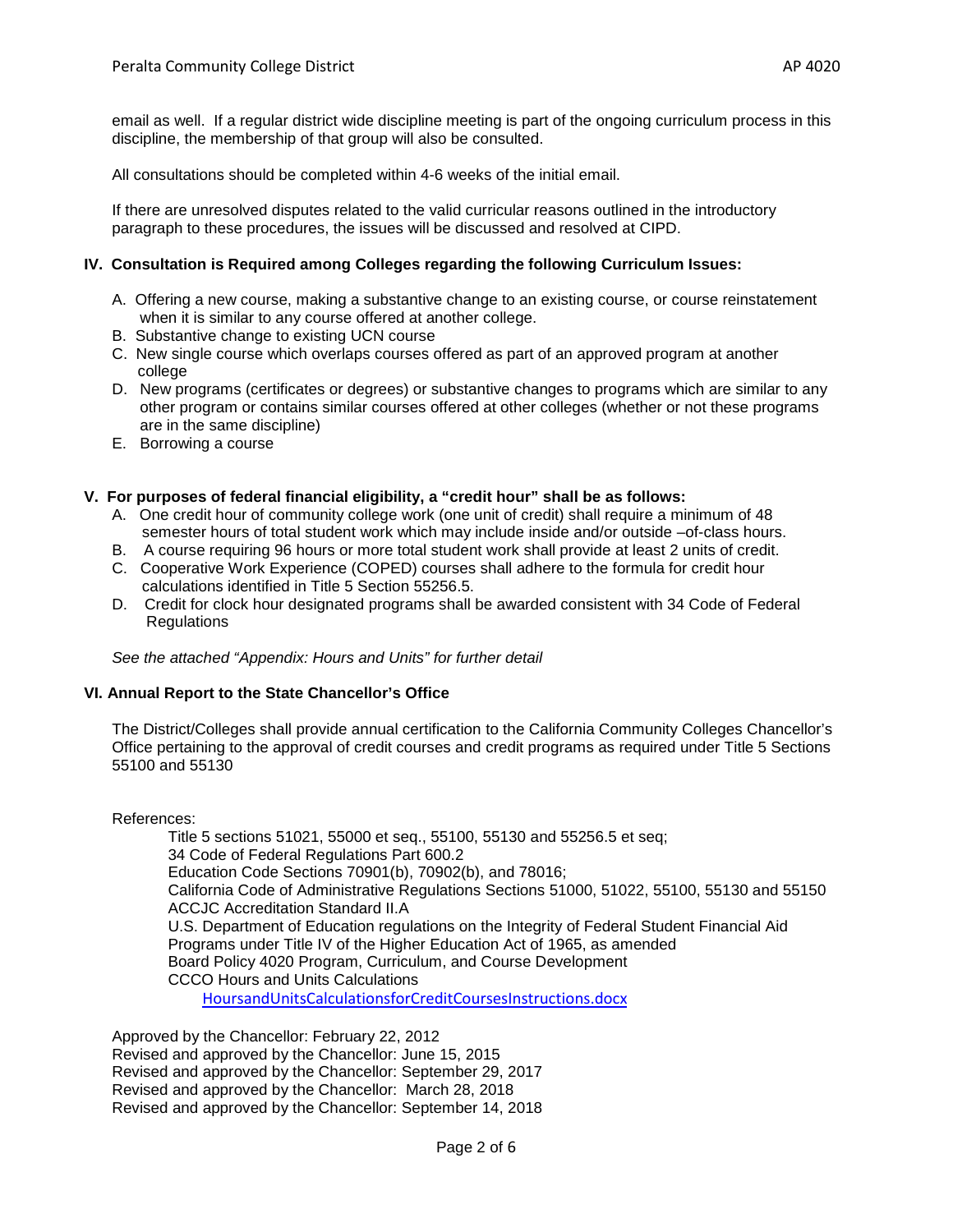email as well. If a regular district wide discipline meeting is part of the ongoing curriculum process in this discipline, the membership of that group will also be consulted.

All consultations should be completed within 4-6 weeks of the initial email.

If there are unresolved disputes related to the valid curricular reasons outlined in the introductory paragraph to these procedures, the issues will be discussed and resolved at CIPD.

## IV. Consultation is Required among Colleges regarding the following Curriculum Issues:

A. Offering a new course, making a substantive change to an existing course, or course reinstatement when it is similar to any course offered at another college.
B. Substantive change to existing UCN course
C. New single course which overlaps courses offered as part of an approved program at another college
D. New programs (certificates or degrees) or substantive changes to programs which are similar to any other program or contains similar courses offered at other colleges (whether or not these programs are in the same discipline)
E. Borrowing a course

## V. For purposes of federal financial eligibility, a "credit hour" shall be as follows:

A. One credit hour of community college work (one unit of credit) shall require a minimum of 48 semester hours of total student work which may include inside and/or outside –of-class hours.
B. A course requiring 96 hours or more total student work shall provide at least 2 units of credit.
C. Cooperative Work Experience (COPED) courses shall adhere to the formula for credit hour calculations identified in Title 5 Section 55256.5.
D. Credit for clock hour designated programs shall be awarded consistent with 34 Code of Federal Regulations

*See the attached "Appendix: Hours and Units" for further detail*

## VI. Annual Report to the State Chancellor's Office

The District/Colleges shall provide annual certification to the California Community Colleges Chancellor's Office pertaining to the approval of credit courses and credit programs as required under Title 5 Sections 55100 and 55130

References:

Title 5 sections 51021, 55000 et seq., 55100, 55130 and 55256.5 et seq;
34 Code of Federal Regulations Part 600.2
Education Code Sections 70901(b), 70902(b), and 78016;
California Code of Administrative Regulations Sections 51000, 51022, 55100, 55130 and 55150
ACCJC Accreditation Standard II.A
U.S. Department of Education regulations on the Integrity of Federal Student Financial Aid Programs under Title IV of the Higher Education Act of 1965, as amended
Board Policy 4020 Program, Curriculum, and Course Development
CCCO Hours and Units Calculations
HoursandUnitsCalculationsforCreditCoursesInstructions.docx

Approved by the Chancellor: February 22, 2012
Revised and approved by the Chancellor: June 15, 2015
Revised and approved by the Chancellor: September 29, 2017
Revised and approved by the Chancellor: March 28, 2018
Revised and approved by the Chancellor: September 14, 2018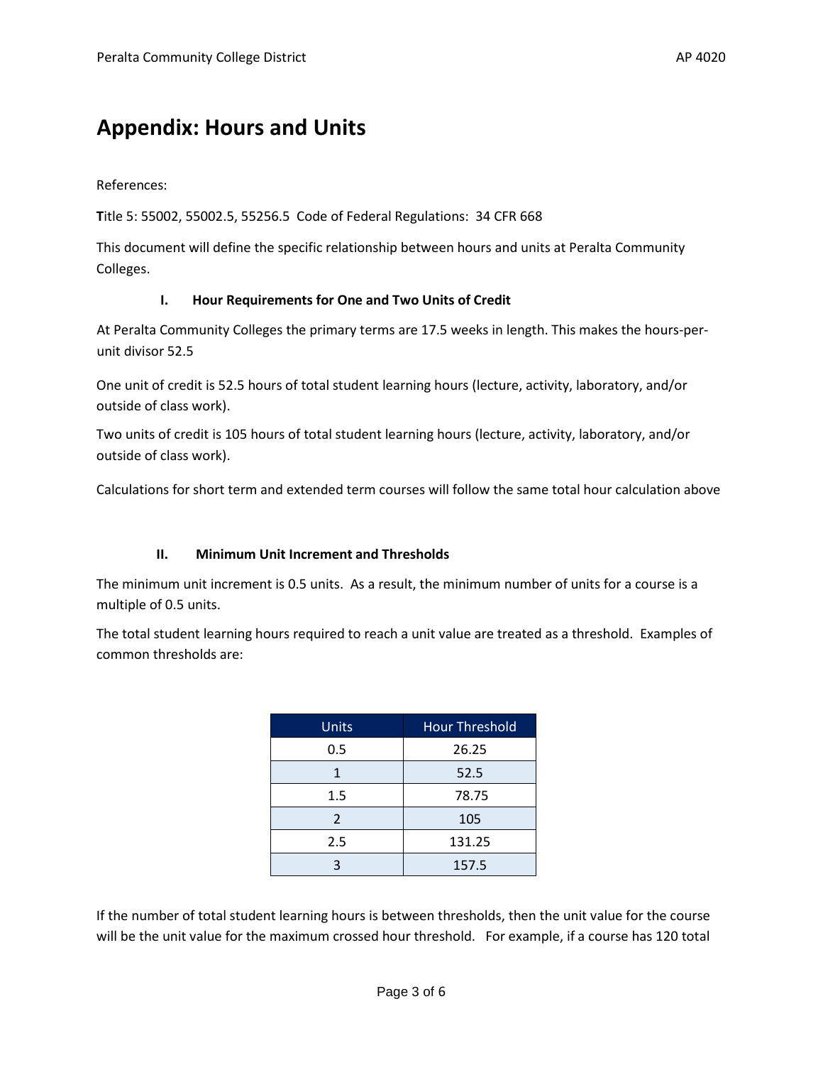# Appendix: Hours and Units

References:

**T**itle 5: 55002, 55002.5, 55256.5 Code of Federal Regulations: 34 CFR 668

This document will define the specific relationship between hours and units at Peralta Community Colleges.

### I. Hour Requirements for One and Two Units of Credit

At Peralta Community Colleges the primary terms are 17.5 weeks in length. This makes the hours-per-unit divisor 52.5

One unit of credit is 52.5 hours of total student learning hours (lecture, activity, laboratory, and/or outside of class work).

Two units of credit is 105 hours of total student learning hours (lecture, activity, laboratory, and/or outside of class work).

Calculations for short term and extended term courses will follow the same total hour calculation above

### II. Minimum Unit Increment and Thresholds

The minimum unit increment is 0.5 units. As a result, the minimum number of units for a course is a multiple of 0.5 units.

The total student learning hours required to reach a unit value are treated as a threshold. Examples of common thresholds are:

| Units | Hour Threshold |
|---|---|
| 0.5 | 26.25 |
| 1 | 52.5 |
| 1.5 | 78.75 |
| 2 | 105 |
| 2.5 | 131.25 |
| 3 | 157.5 |

If the number of total student learning hours is between thresholds, then the unit value for the course will be the unit value for the maximum crossed hour threshold. For example, if a course has 120 total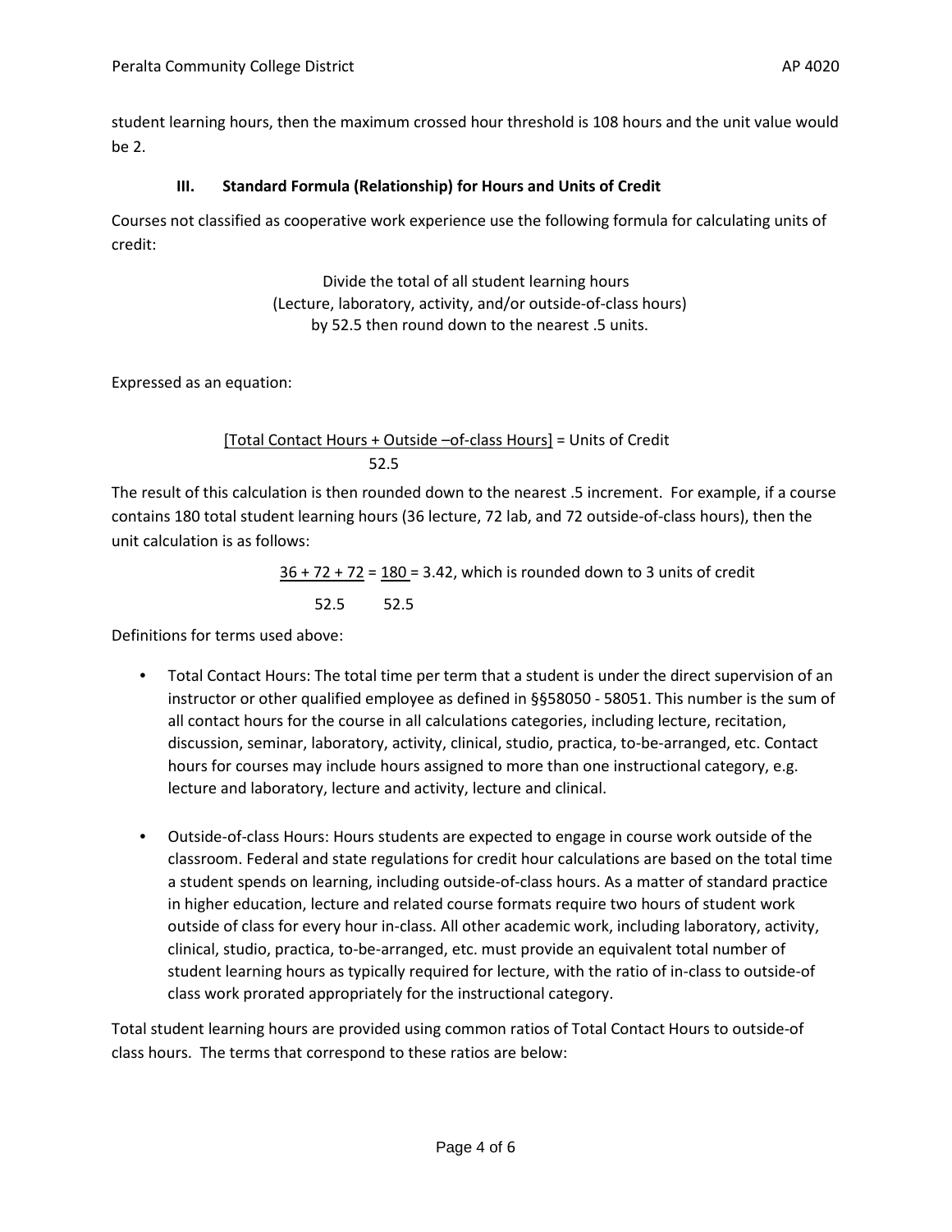student learning hours, then the maximum crossed hour threshold is 108 hours and the unit value would be 2.

### III. Standard Formula (Relationship) for Hours and Units of Credit

Courses not classified as cooperative work experience use the following formula for calculating units of credit:

Divide the total of all student learning hours
(Lecture, laboratory, activity, and/or outside-of-class hours)
by 52.5 then round down to the nearest .5 units.

Expressed as an equation:

$$\frac{\text{[Total Contact Hours + Outside –of-class Hours]}}{52.5} = \text{Units of Credit}$$

The result of this calculation is then rounded down to the nearest .5 increment. For example, if a course contains 180 total student learning hours (36 lecture, 72 lab, and 72 outside-of-class hours), then the unit calculation is as follows:

$$\frac{36 + 72 + 72}{52.5} = \frac{180}{52.5} = 3.42\text{, which is rounded down to 3 units of credit}$$

Definitions for terms used above:

- Total Contact Hours: The total time per term that a student is under the direct supervision of an instructor or other qualified employee as defined in §§58050 - 58051. This number is the sum of all contact hours for the course in all calculations categories, including lecture, recitation, discussion, seminar, laboratory, activity, clinical, studio, practica, to-be-arranged, etc. Contact hours for courses may include hours assigned to more than one instructional category, e.g. lecture and laboratory, lecture and activity, lecture and clinical.

- Outside-of-class Hours: Hours students are expected to engage in course work outside of the classroom. Federal and state regulations for credit hour calculations are based on the total time a student spends on learning, including outside-of-class hours. As a matter of standard practice in higher education, lecture and related course formats require two hours of student work outside of class for every hour in-class. All other academic work, including laboratory, activity, clinical, studio, practica, to-be-arranged, etc. must provide an equivalent total number of student learning hours as typically required for lecture, with the ratio of in-class to outside-of class work prorated appropriately for the instructional category.

Total student learning hours are provided using common ratios of Total Contact Hours to outside-of class hours. The terms that correspond to these ratios are below: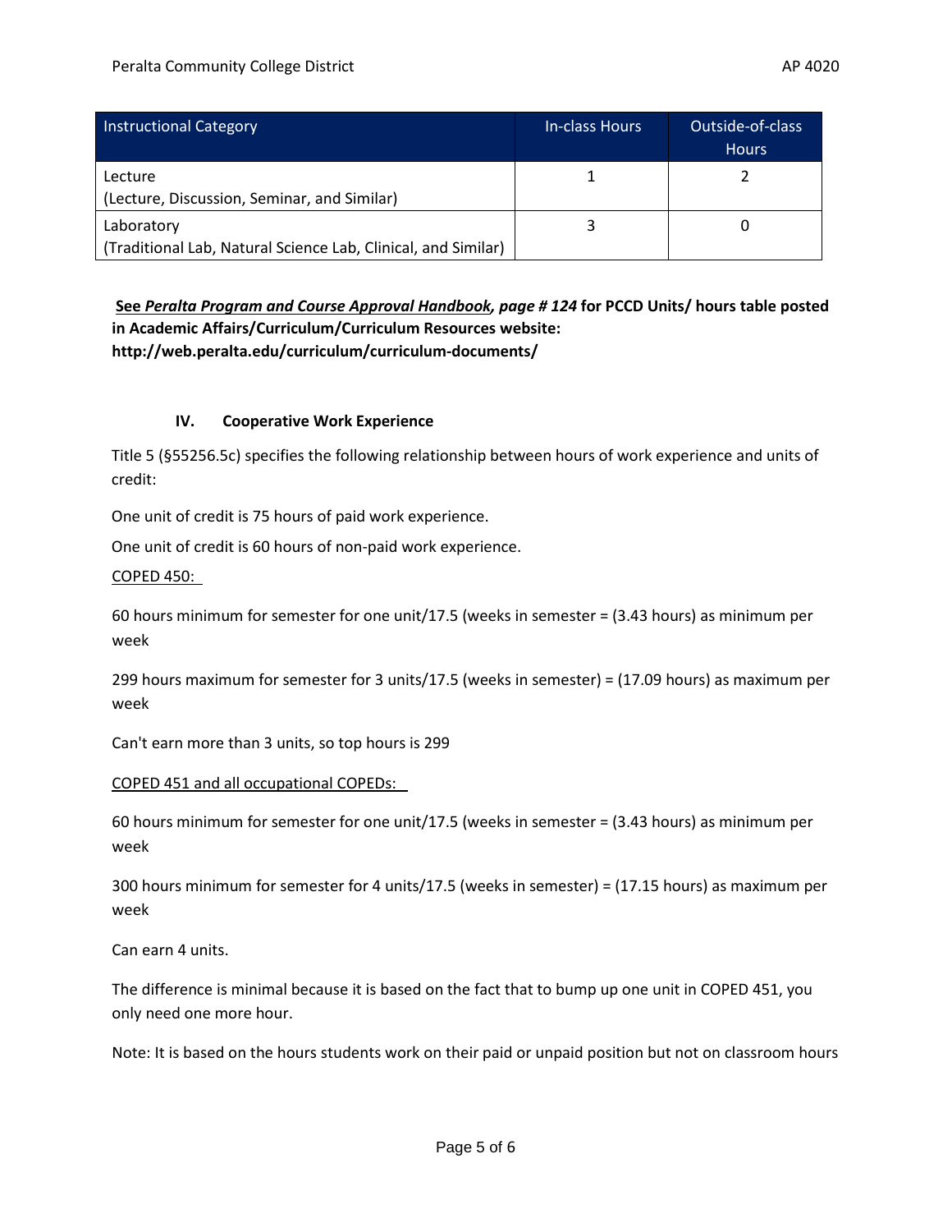| Instructional Category | In-class Hours | Outside-of-class Hours |
|---|---|---|
| Lecture<br>(Lecture, Discussion, Seminar, and Similar) | 1 | 2 |
| Laboratory<br>(Traditional Lab, Natural Science Lab, Clinical, and Similar) | 3 | 0 |

**See *Peralta Program and Course Approval Handbook, page # 124* for PCCD Units/ hours table posted in Academic Affairs/Curriculum/Curriculum Resources website: http://web.peralta.edu/curriculum/curriculum-documents/**

### IV. Cooperative Work Experience

Title 5 (§55256.5c) specifies the following relationship between hours of work experience and units of credit:

One unit of credit is 75 hours of paid work experience.

One unit of credit is 60 hours of non-paid work experience.

COPED 450:

60 hours minimum for semester for one unit/17.5 (weeks in semester = (3.43 hours) as minimum per week

299 hours maximum for semester for 3 units/17.5 (weeks in semester) = (17.09 hours) as maximum per week

Can't earn more than 3 units, so top hours is 299

COPED 451 and all occupational COPEDs:

60 hours minimum for semester for one unit/17.5 (weeks in semester = (3.43 hours) as minimum per week

300 hours minimum for semester for 4 units/17.5 (weeks in semester) = (17.15 hours) as maximum per week

Can earn 4 units.

The difference is minimal because it is based on the fact that to bump up one unit in COPED 451, you only need one more hour.

Note: It is based on the hours students work on their paid or unpaid position but not on classroom hours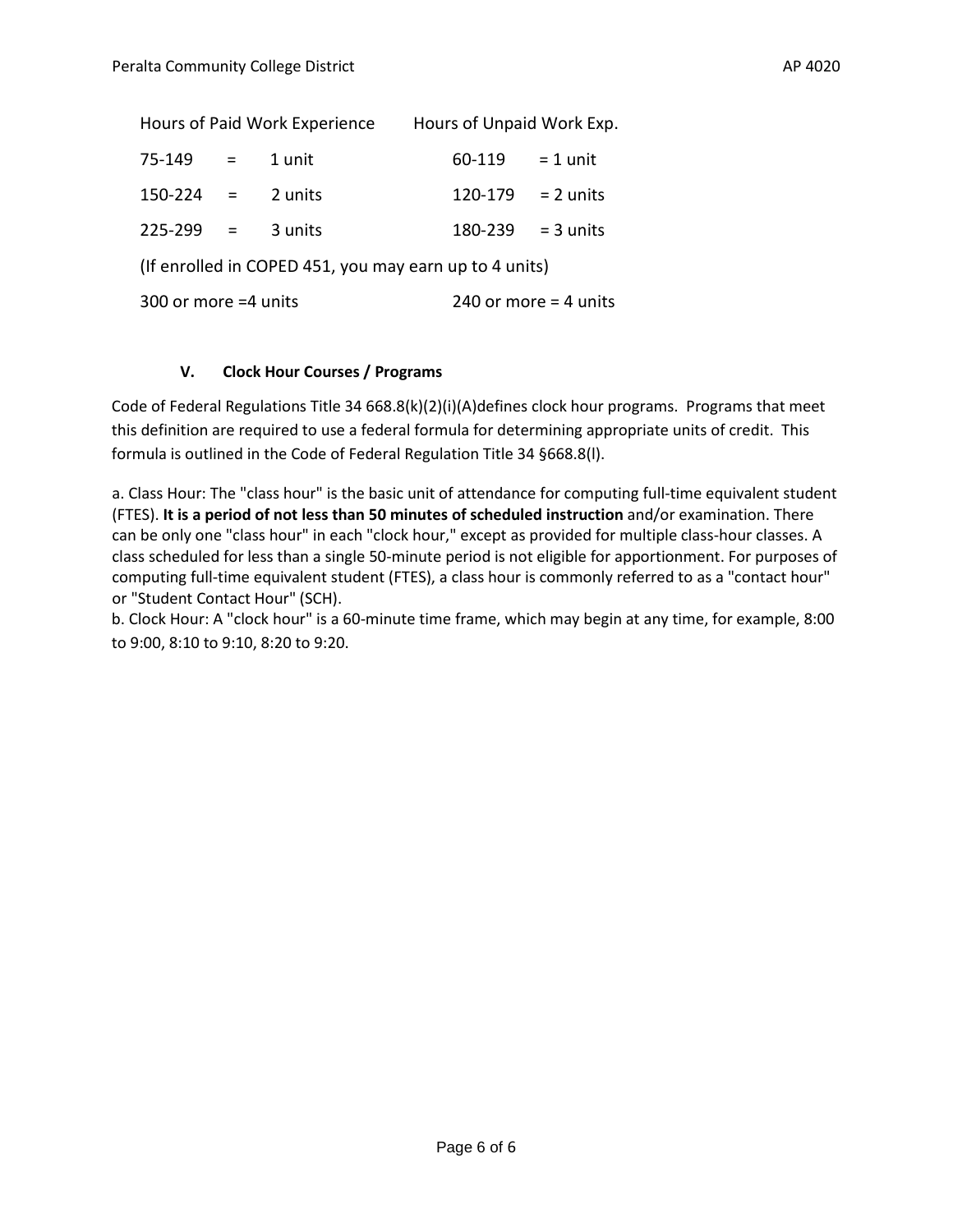| Hours of Paid Work Experience | | | Hours of Unpaid Work Exp. | |
|---|---|---|---|---|
| 75-149 | = | 1 unit | 60-119 | = 1 unit |
| 150-224 | = | 2 units | 120-179 | = 2 units |
| 225-299 | = | 3 units | 180-239 | = 3 units |
| (If enrolled in COPED 451, you may earn up to 4 units) | | | | |
| 300 or more =4 units | | | 240 or more = 4 units | |

### V. Clock Hour Courses / Programs

Code of Federal Regulations Title 34 668.8(k)(2)(i)(A)defines clock hour programs. Programs that meet this definition are required to use a federal formula for determining appropriate units of credit. This formula is outlined in the Code of Federal Regulation Title 34 §668.8(l).

a. Class Hour: The "class hour" is the basic unit of attendance for computing full-time equivalent student (FTES). **It is a period of not less than 50 minutes of scheduled instruction** and/or examination. There can be only one "class hour" in each "clock hour," except as provided for multiple class-hour classes. A class scheduled for less than a single 50-minute period is not eligible for apportionment. For purposes of computing full-time equivalent student (FTES), a class hour is commonly referred to as a "contact hour" or "Student Contact Hour" (SCH).

b. Clock Hour: A "clock hour" is a 60-minute time frame, which may begin at any time, for example, 8:00 to 9:00, 8:10 to 9:10, 8:20 to 9:20.